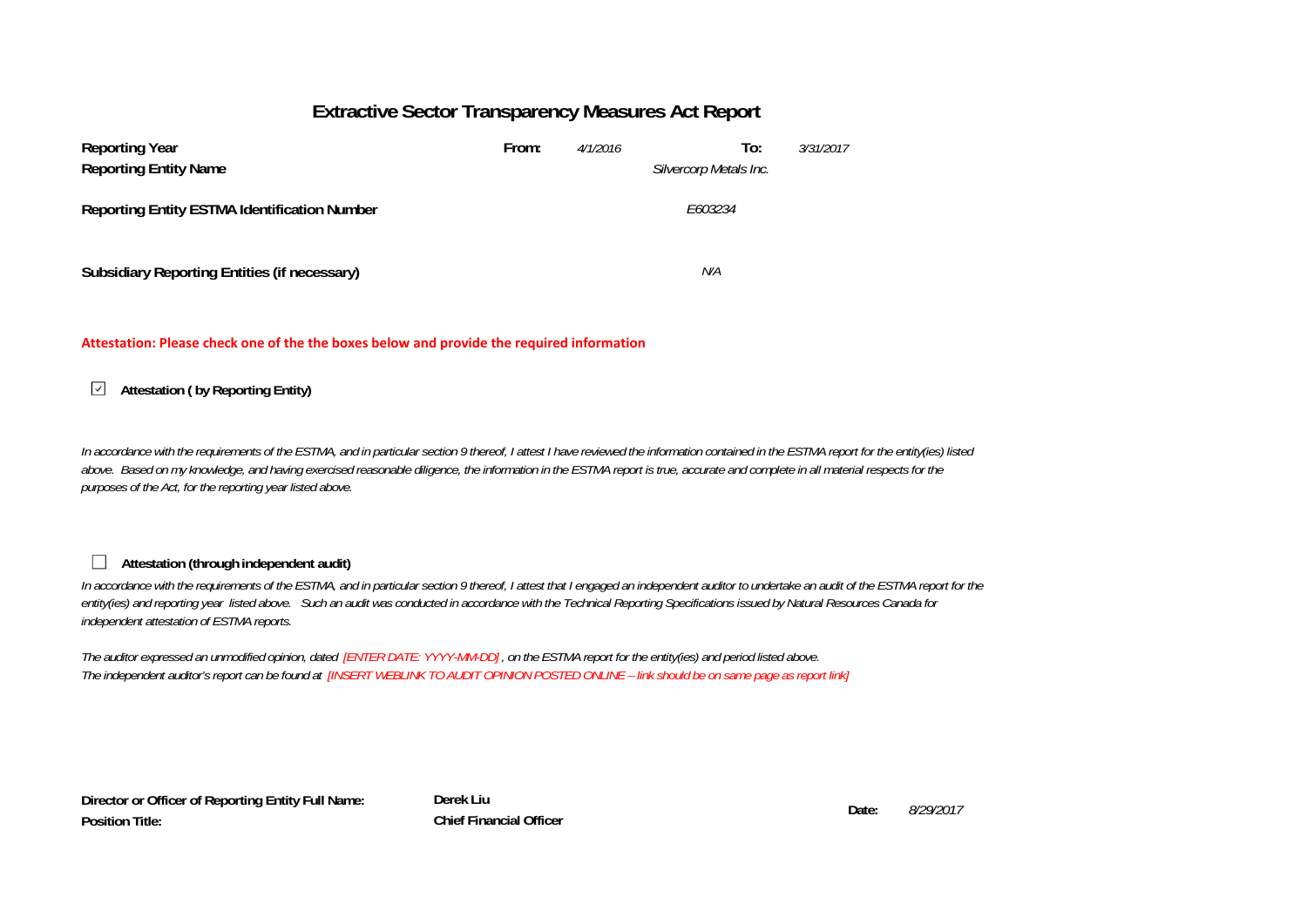# Extractive Sector Transparency Measures Act Report

| | | | | |
|---|---|---|---|---|
| **Reporting Year** | **From:** | *4/1/2016* | **To:** | *3/31/2017* |
| **Reporting Entity Name** | | *Silvercorp Metals Inc.* | | |
| **Reporting Entity ESTMA Identification Number** | | *E603234* | | |
| **Subsidiary Reporting Entities (if necessary)** | | *N/A* | | |

**Attestation: Please check one of the the boxes below and provide the required information**

☑ **Attestation ( by Reporting Entity)**

*In accordance with the requirements of the ESTMA, and in particular section 9 thereof, I attest I have reviewed the information contained in the ESTMA report for the entity(ies) listed above. Based on my knowledge, and having exercised reasonable diligence, the information in the ESTMA report is true, accurate and complete in all material respects for the purposes of the Act, for the reporting year listed above.*

☐ **Attestation (through independent audit)**

*In accordance with the requirements of the ESTMA, and in particular section 9 thereof, I attest that I engaged an independent auditor to undertake an audit of the ESTMA report for the entity(ies) and reporting year listed above. Such an audit was conducted in accordance with the Technical Reporting Specifications issued by Natural Resources Canada for independent attestation of ESTMA reports.*

*The auditor expressed an unmodified opinion, dated [ENTER DATE: YYYY-MM-DD], on the ESTMA report for the entity(ies) and period listed above.*
*The independent auditor's report can be found at [INSERT WEBLINK TO AUDIT OPINION POSTED ONLINE – link should be on same page as report link]*

| | | | |
|---|---|---|---|
| **Director or Officer of Reporting Entity Full Name:** | **Derek Liu** | **Date:** | *8/29/2017* |
| **Position Title:** | **Chief Financial Officer** | | |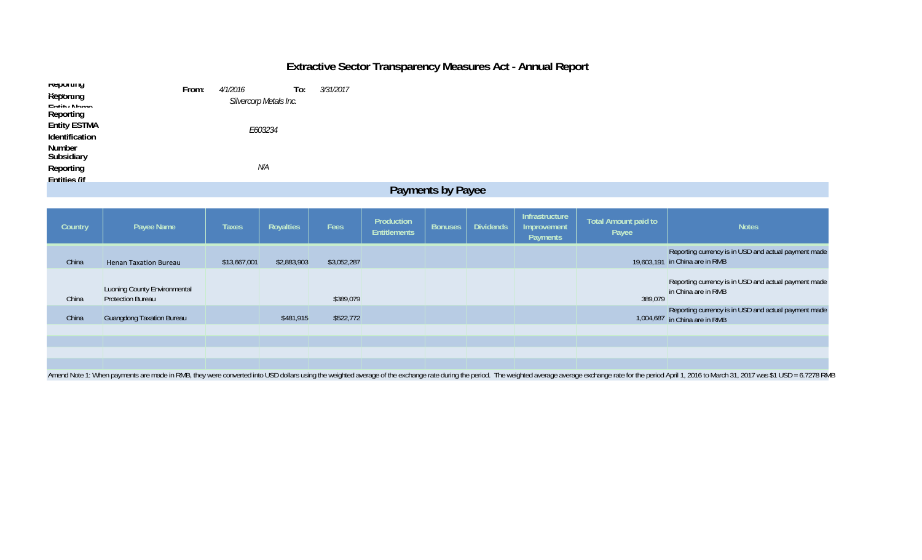# Extractive Sector Transparency Measures Act - Annual Report

| | | | |
|---|---|---|---|
| **Reporting Year** | **From:** 4/1/2016 | **To:** 3/31/2017 | |
| **Reporting Entity Name** | *Silvercorp Metals Inc.* | | |
| **Reporting Entity ESTMA Identification Number** | *E603234* | | |
| **Subsidiary Reporting Entities (if** | *N/A* | | |

## Payments by Payee

| Country | Payee Name | Taxes | Royalties | Fees | Production Entitlements | Bonuses | Dividends | Infrastructure Improvement Payments | Total Amount paid to Payee | Notes |
|---|---|---|---|---|---|---|---|---|---|---|
| China | Henan Taxation Bureau | $13,667,001 | $2,883,903 | $3,052,287 | | | | | 19,603,191 | Reporting currency is in USD and actual payment made in China are in RMB |
| China | Luoning County Environmental Protection Bureau | | | $389,079 | | | | | 389,079 | Reporting currency is in USD and actual payment made in China are in RMB |
| China | Guangdong Taxation Bureau | | $481,915 | $522,772 | | | | | 1,004,687 | Reporting currency is in USD and actual payment made in China are in RMB |
| | | | | | | | | | | |
| | | | | | | | | | | |
| | | | | | | | | | | |
| | | | | | | | | | | |

Amend Note 1: When payments are made in RMB, they were converted into USD dollars using the weighted average of the exchange rate during the period. The weighted average average exchange rate for the period April 1, 2016 to March 31, 2017 was $1 USD = 6.7278 RMB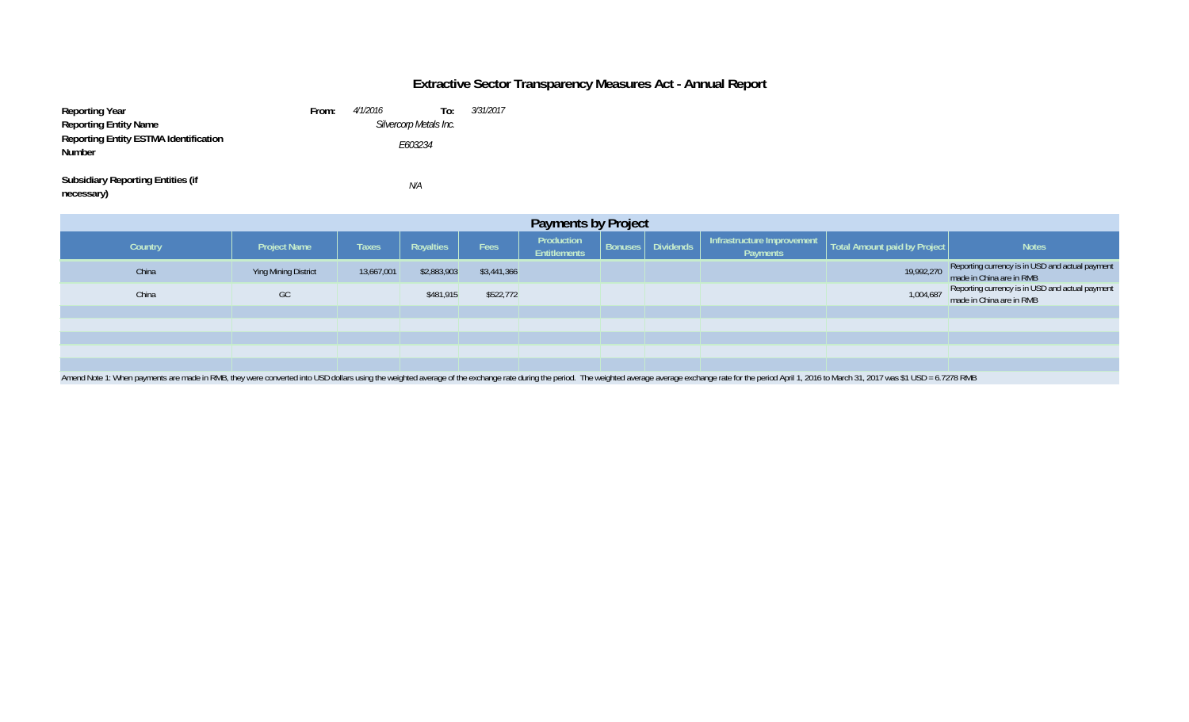# Extractive Sector Transparency Measures Act - Annual Report

| | | | | | |
|---|---|---|---|---|---|
| **Reporting Year** | **From:** | *4/1/2016* | **To:** | *3/31/2017* | |
| **Reporting Entity Name** | | *Silvercorp Metals Inc.* | | | |
| **Reporting Entity ESTMA Identification Number** | | *E603234* | | | |
| **Subsidiary Reporting Entities (if necessary)** | | *N/A* | | | |

## Payments by Project

| Country | Project Name | Taxes | Royalties | Fees | Production Entitlements | Bonuses | Dividends | Infrastructure Improvement Payments | Total Amount paid by Project | Notes |
|---|---|---|---|---|---|---|---|---|---|---|
| China | Ying Mining District | 13,667,001 | $2,883,903 | $3,441,366 | | | | | 19,992,270 | Reporting currency is in USD and actual payment made in China are in RMB |
| China | GC | | $481,915 | $522,772 | | | | | 1,004,687 | Reporting currency is in USD and actual payment made in China are in RMB |
| | | | | | | | | | | |
| | | | | | | | | | | |
| | | | | | | | | | | |
| | | | | | | | | | | |
| | | | | | | | | | | |

Amend Note 1: When payments are made in RMB, they were converted into USD dollars using the weighted average of the exchange rate during the period. The weighted average average exchange rate for the period April 1, 2016 to March 31, 2017 was $1 USD = 6.7278 RMB